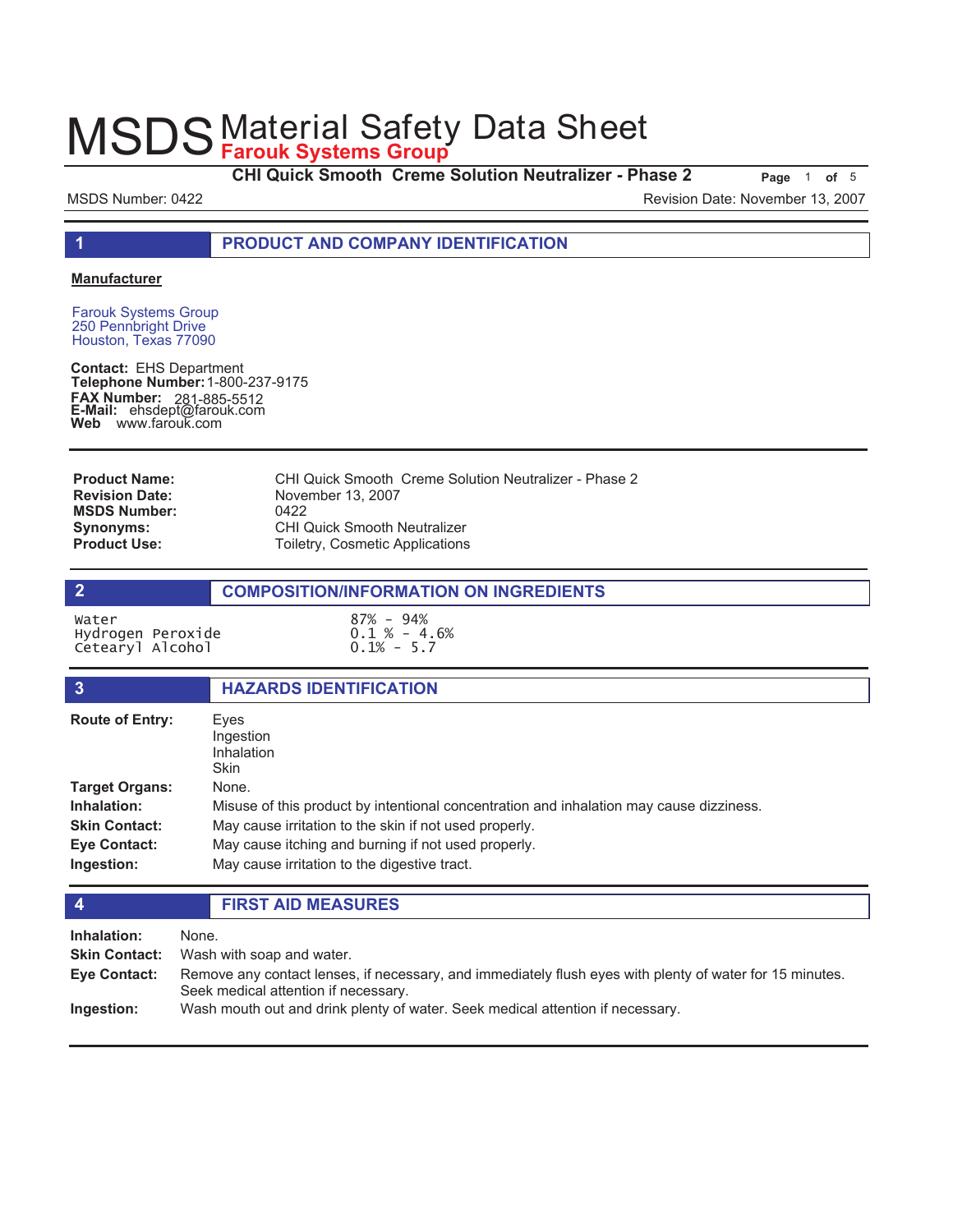# MSDS Material Safety Data Sheet
## Farouk Systems Group

**CHI Quick Smooth Creme Solution Neutralizer - Phase 2**

MSDS Number: 0422 Revision Date: November 13, 2007

## 1 PRODUCT AND COMPANY IDENTIFICATION

**Manufacturer**

Farouk Systems Group
250 Pennbright Drive
Houston, Texas 77090

**Contact:** EHS Department
**Telephone Number:** 1-800-237-9175
**FAX Number:** 281-885-5512
**E-Mail:** ehsdept@farouk.com
**Web** www.farouk.com

| | |
|---|---|
| **Product Name:** | CHI Quick Smooth Creme Solution Neutralizer - Phase 2 |
| **Revision Date:** | November 13, 2007 |
| **MSDS Number:** | 0422 |
| **Synonyms:** | CHI Quick Smooth Neutralizer |
| **Product Use:** | Toiletry, Cosmetic Applications |

## 2 COMPOSITION/INFORMATION ON INGREDIENTS

| | |
|---|---|
| Water | 87% - 94% |
| Hydrogen Peroxide | 0.1 % - 4.6% |
| Cetearyl Alcohol | 0.1% - 5.7 |

## 3 HAZARDS IDENTIFICATION

**Route of Entry:** Eyes
Ingestion
Inhalation
Skin

**Target Organs:** None.

**Inhalation:** Misuse of this product by intentional concentration and inhalation may cause dizziness.

**Skin Contact:** May cause irritation to the skin if not used properly.

**Eye Contact:** May cause itching and burning if not used properly.

**Ingestion:** May cause irritation to the digestive tract.

## 4 FIRST AID MEASURES

**Inhalation:** None.

**Skin Contact:** Wash with soap and water.

**Eye Contact:** Remove any contact lenses, if necessary, and immediately flush eyes with plenty of water for 15 minutes. Seek medical attention if necessary.

**Ingestion:** Wash mouth out and drink plenty of water. Seek medical attention if necessary.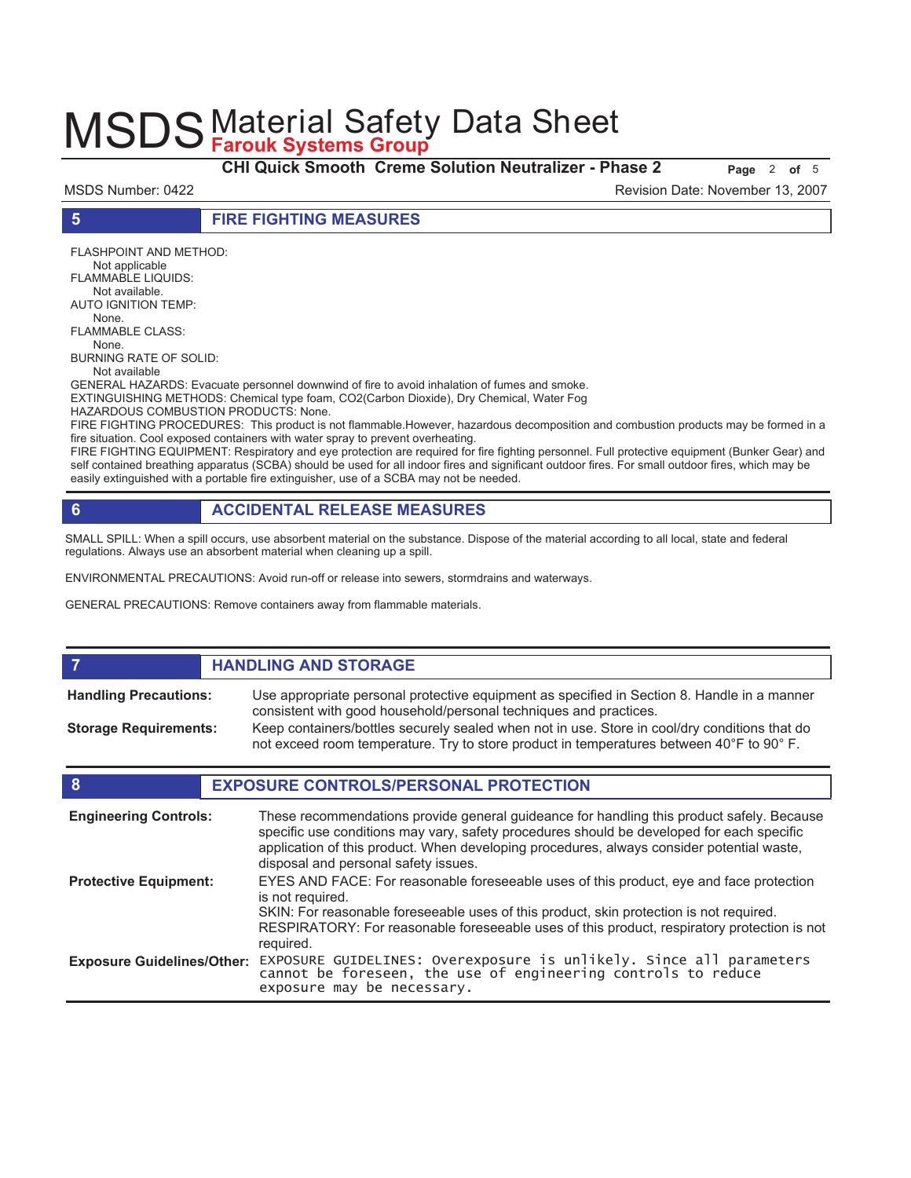## 5 FIRE FIGHTING MEASURES

FLASHPOINT AND METHOD:
Not applicable
FLAMMABLE LIQUIDS:
Not available.
AUTO IGNITION TEMP:
None.
FLAMMABLE CLASS:
None.
BURNING RATE OF SOLID:
Not available
GENERAL HAZARDS: Evacuate personnel downwind of fire to avoid inhalation of fumes and smoke.
EXTINGUISHING METHODS: Chemical type foam, $CO_2$(Carbon Dioxide), Dry Chemical, Water Fog
HAZARDOUS COMBUSTION PRODUCTS: None.
FIRE FIGHTING PROCEDURES: This product is not flammable.However, hazardous decomposition and combustion products may be formed in a fire situation. Cool exposed containers with water spray to prevent overheating.
FIRE FIGHTING EQUIPMENT: Respiratory and eye protection are required for fire fighting personnel. Full protective equipment (Bunker Gear) and self contained breathing apparatus (SCBA) should be used for all indoor fires and significant outdoor fires. For small outdoor fires, which may be easily extinguished with a portable fire extinguisher, use of a SCBA may not be needed.

## 6 ACCIDENTAL RELEASE MEASURES

SMALL SPILL: When a spill occurs, use absorbent material on the substance. Dispose of the material according to all local, state and federal regulations. Always use an absorbent material when cleaning up a spill.

ENVIRONMENTAL PRECAUTIONS: Avoid run-off or release into sewers, stormdrains and waterways.

GENERAL PRECAUTIONS: Remove containers away from flammable materials.

## 7 HANDLING AND STORAGE

**Handling Precautions:** Use appropriate personal protective equipment as specified in Section 8. Handle in a manner consistent with good household/personal techniques and practices.

**Storage Requirements:** Keep containers/bottles securely sealed when not in use. Store in cool/dry conditions that do not exceed room temperature. Try to store product in temperatures between 40°F to 90° F.

## 8 EXPOSURE CONTROLS/PERSONAL PROTECTION

**Engineering Controls:** These recommendations provide general guideance for handling this product safely. Because specific use conditions may vary, safety procedures should be developed for each specific application of this product. When developing procedures, always consider potential waste, disposal and personal safety issues.

**Protective Equipment:** EYES AND FACE: For reasonable foreseeable uses of this product, eye and face protection is not required.
SKIN: For reasonable foreseeable uses of this product, skin protection is not required.
RESPIRATORY: For reasonable foreseeable uses of this product, respiratory protection is not required.

**Exposure Guidelines/Other:** EXPOSURE GUIDELINES: Overexposure is unlikely. Since all parameters cannot be foreseen, the use of engineering controls to reduce exposure may be necessary.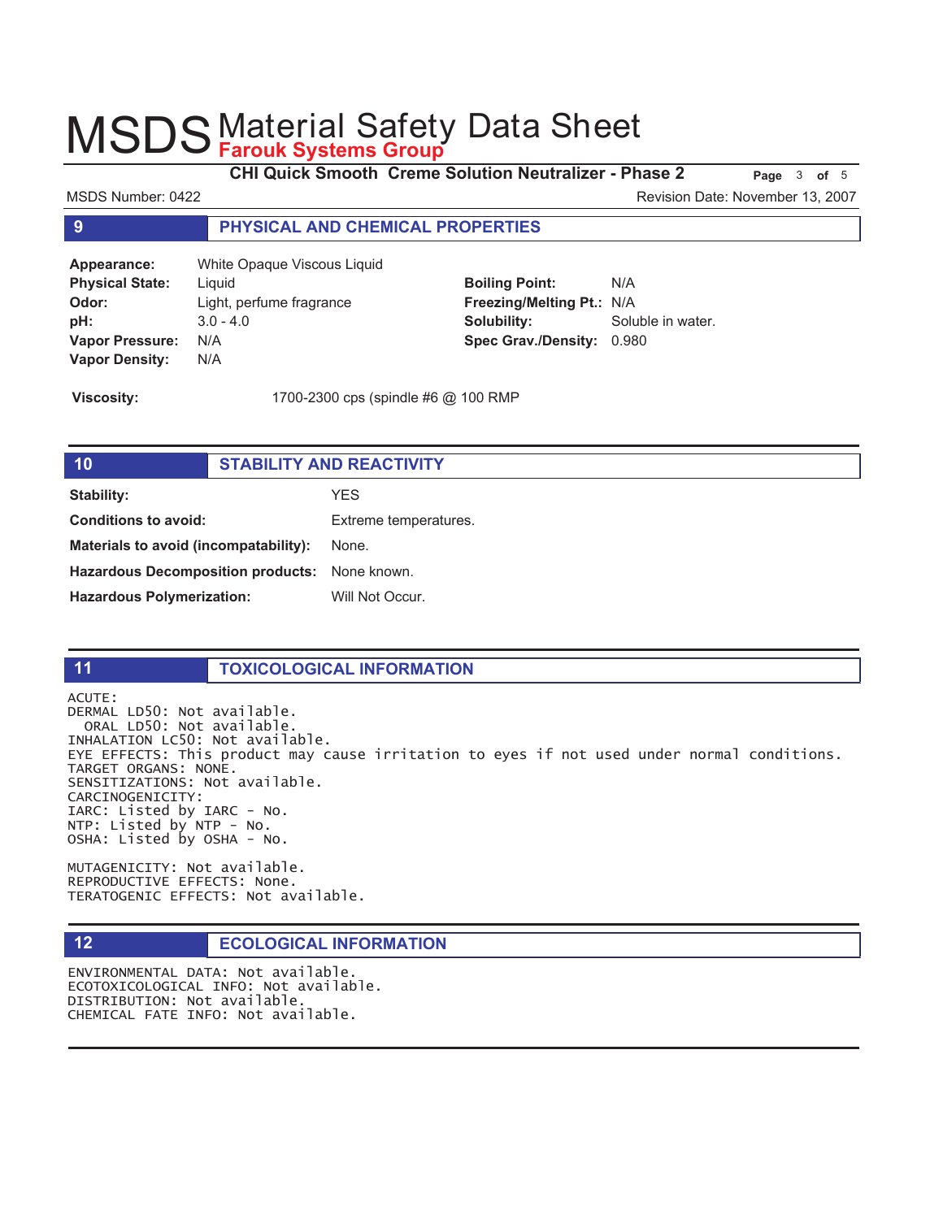# MSDS Material Safety Data Sheet
**Farouk Systems Group**

**CHI Quick Smooth Creme Solution Neutralizer - Phase 2**

MSDS Number: 0422

Revision Date: November 13, 2007

## 9 PHYSICAL AND CHEMICAL PROPERTIES

| | | | |
|---|---|---|---|
| **Appearance:** | White Opaque Viscous Liquid | | |
| **Physical State:** | Liquid | **Boiling Point:** | N/A |
| **Odor:** | Light, perfume fragrance | **Freezing/Melting Pt.:** | N/A |
| **pH:** | 3.0 - 4.0 | **Solubility:** | Soluble in water. |
| **Vapor Pressure:** | N/A | **Spec Grav./Density:** | 0.980 |
| **Vapor Density:** | N/A | | |

**Viscosity:** 1700-2300 cps (spindle #6 @ 100 RMP

## 10 STABILITY AND REACTIVITY

| | |
|---|---|
| **Stability:** | YES |
| **Conditions to avoid:** | Extreme temperatures. |
| **Materials to avoid (incompatability):** | None. |
| **Hazardous Decomposition products:** | None known. |
| **Hazardous Polymerization:** | Will Not Occur. |

## 11 TOXICOLOGICAL INFORMATION

```
ACUTE:
DERMAL LD50: Not available.
  ORAL LD50: Not available.
INHALATION LC50: Not available.
EYE EFFECTS: This product may cause irritation to eyes if not used under normal conditions.
TARGET ORGANS: NONE.
SENSITIZATIONS: Not available.
CARCINOGENICITY:
IARC: Listed by IARC - No.
NTP: Listed by NTP - No.
OSHA: Listed by OSHA - No.

MUTAGENICITY: Not available.
REPRODUCTIVE EFFECTS: None.
TERATOGENIC EFFECTS: Not available.
```

## 12 ECOLOGICAL INFORMATION

```
ENVIRONMENTAL DATA: Not available.
ECOTOXICOLOGICAL INFO: Not available.
DISTRIBUTION: Not available.
CHEMICAL FATE INFO: Not available.
```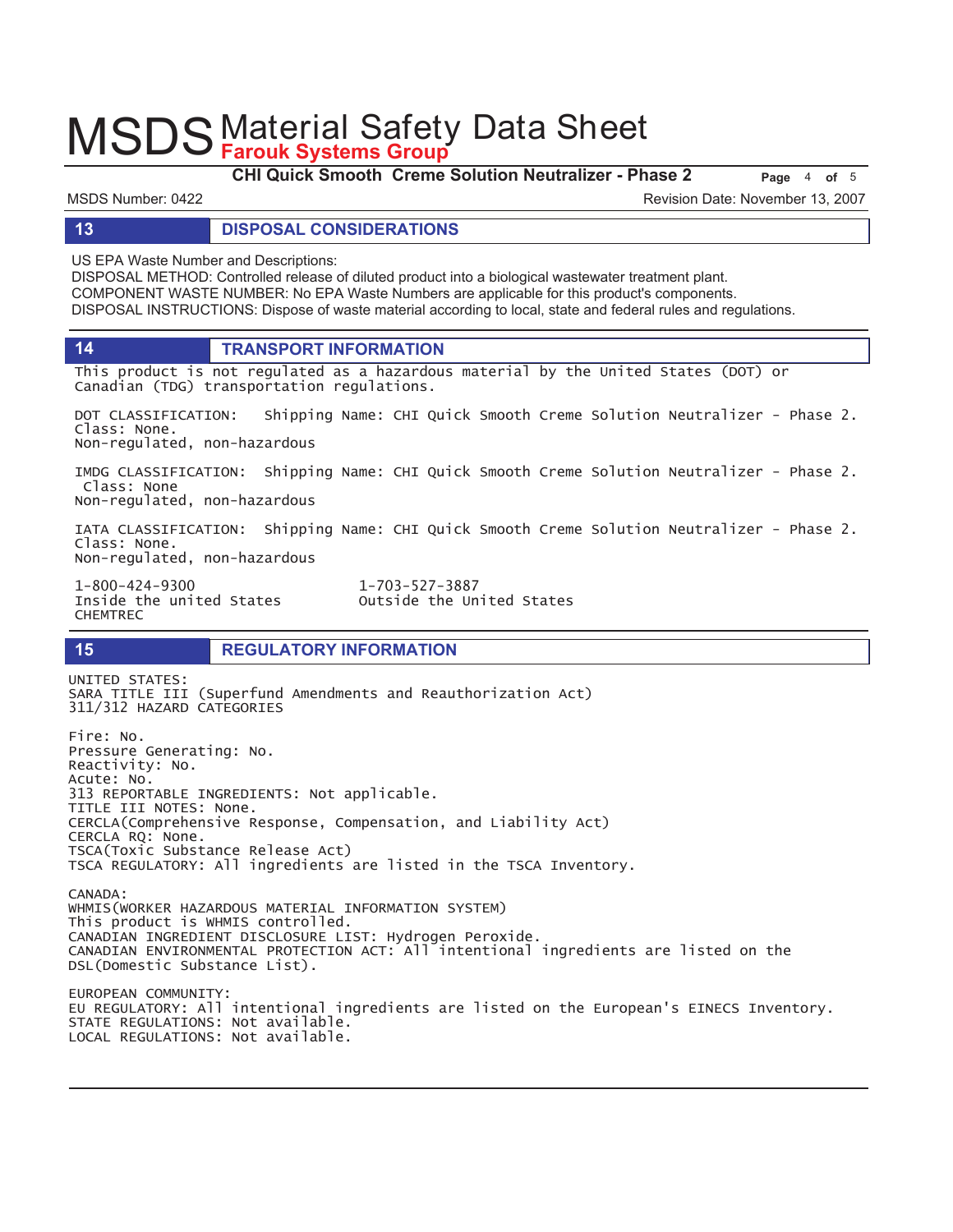## 13 DISPOSAL CONSIDERATIONS

US EPA Waste Number and Descriptions:
DISPOSAL METHOD: Controlled release of diluted product into a biological wastewater treatment plant.
COMPONENT WASTE NUMBER: No EPA Waste Numbers are applicable for this product's components.
DISPOSAL INSTRUCTIONS: Dispose of waste material according to local, state and federal rules and regulations.

## 14 TRANSPORT INFORMATION

This product is not regulated as a hazardous material by the United States (DOT) or Canadian (TDG) transportation regulations.

DOT CLASSIFICATION: Shipping Name: CHI Quick Smooth Creme Solution Neutralizer - Phase 2.
Class: None.
Non-regulated, non-hazardous

IMDG CLASSIFICATION: Shipping Name: CHI Quick Smooth Creme Solution Neutralizer - Phase 2.
Class: None
Non-regulated, non-hazardous

IATA CLASSIFICATION: Shipping Name: CHI Quick Smooth Creme Solution Neutralizer - Phase 2.
Class: None.
Non-regulated, non-hazardous

1-800-424-9300 Inside the united States
1-703-527-3887 Outside the United States
CHEMTREC

## 15 REGULATORY INFORMATION

UNITED STATES:
SARA TITLE III (Superfund Amendments and Reauthorization Act)
311/312 HAZARD CATEGORIES

Fire: No.
Pressure Generating: No.
Reactivity: No.
Acute: No.
313 REPORTABLE INGREDIENTS: Not applicable.
TITLE III NOTES: None.
CERCLA(Comprehensive Response, Compensation, and Liability Act)
CERCLA RQ: None.
TSCA(Toxic Substance Release Act)
TSCA REGULATORY: All ingredients are listed in the TSCA Inventory.

CANADA:
WHMIS(WORKER HAZARDOUS MATERIAL INFORMATION SYSTEM)
This product is WHMIS controlled.
CANADIAN INGREDIENT DISCLOSURE LIST: Hydrogen Peroxide.
CANADIAN ENVIRONMENTAL PROTECTION ACT: All intentional ingredients are listed on the DSL(Domestic Substance List).

EUROPEAN COMMUNITY:
EU REGULATORY: All intentional ingredients are listed on the European's EINECS Inventory.
STATE REGULATIONS: Not available.
LOCAL REGULATIONS: Not available.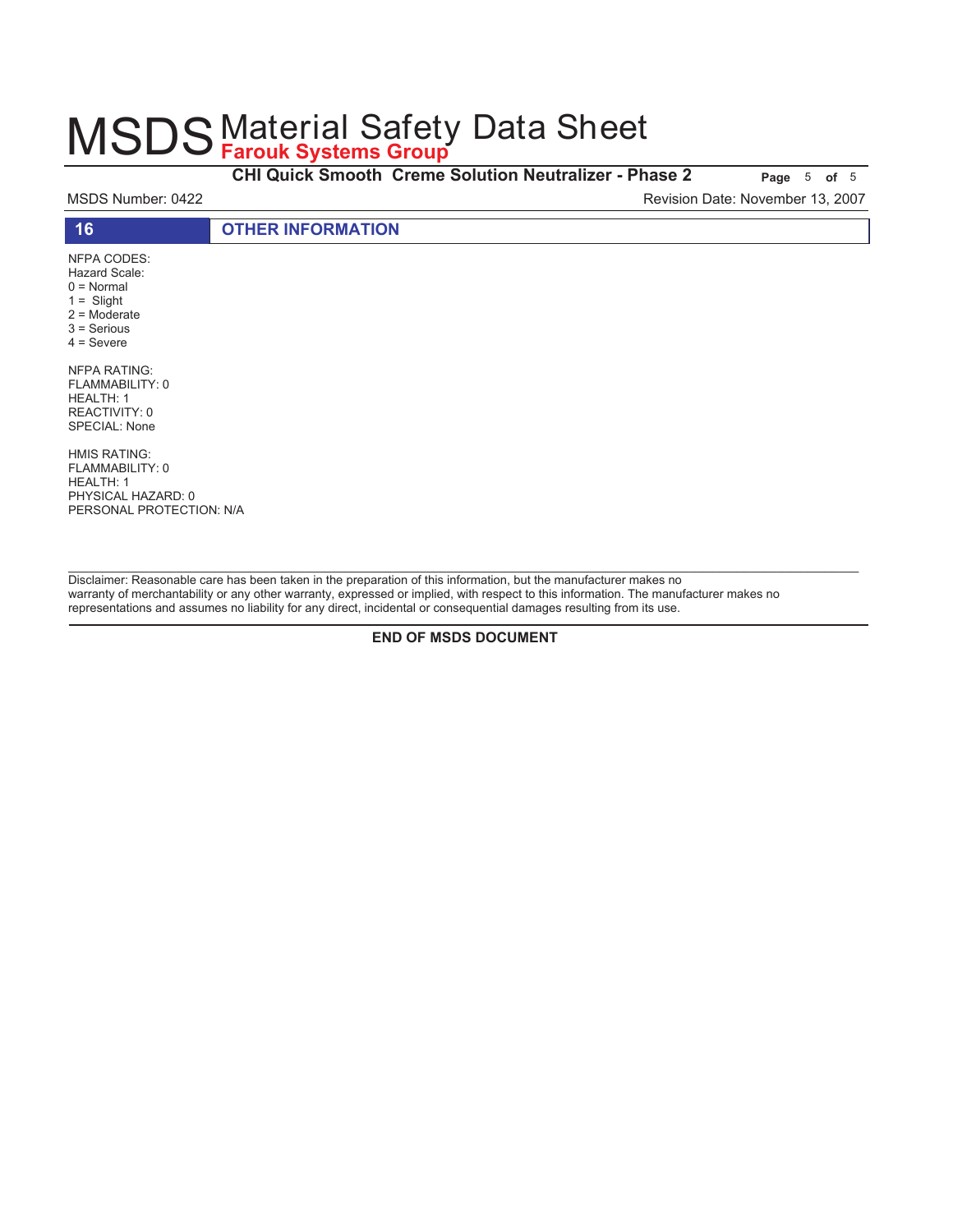# MSDS Material Safety Data Sheet

**Farouk Systems Group**

**CHI Quick Smooth Creme Solution Neutralizer - Phase 2**

MSDS Number: 0422

Revision Date: November 13, 2007

## 16 OTHER INFORMATION

NFPA CODES:
Hazard Scale:
0 = Normal
1 = Slight
2 = Moderate
3 = Serious
4 = Severe

NFPA RATING:
FLAMMABILITY: 0
HEALTH: 1
REACTIVITY: 0
SPECIAL: None

HMIS RATING:
FLAMMABILITY: 0
HEALTH: 1
PHYSICAL HAZARD: 0
PERSONAL PROTECTION: N/A

---

Disclaimer: Reasonable care has been taken in the preparation of this information, but the manufacturer makes no warranty of merchantability or any other warranty, expressed or implied, with respect to this information. The manufacturer makes no representations and assumes no liability for any direct, incidental or consequential damages resulting from its use.

---

**END OF MSDS DOCUMENT**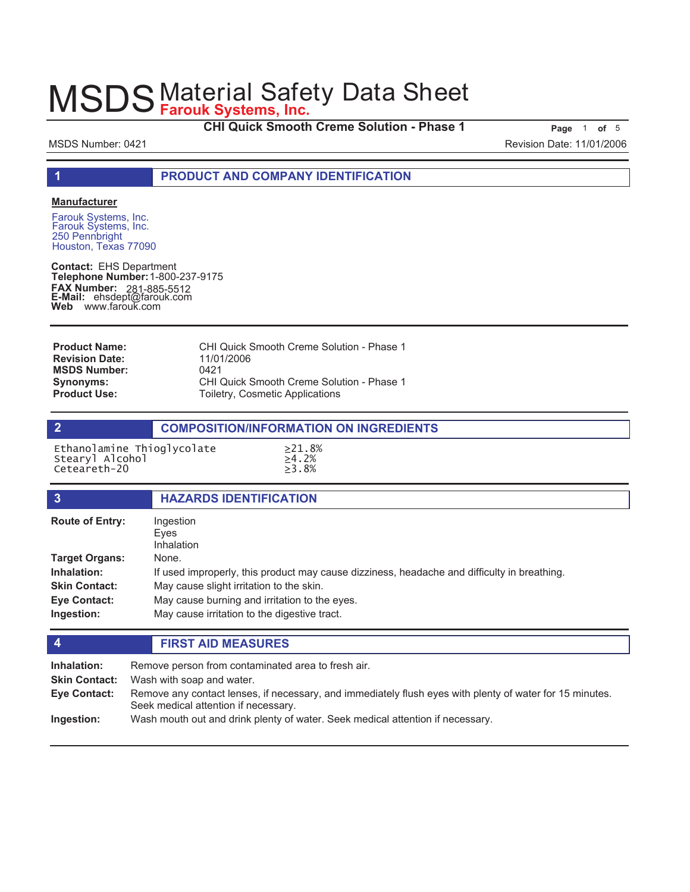# MSDS Material Safety Data Sheet
**Farouk Systems, Inc.**

**CHI Quick Smooth Creme Solution - Phase 1**

MSDS Number: 0421

Revision Date: 11/01/2006

## 1 PRODUCT AND COMPANY IDENTIFICATION

**Manufacturer**

Farouk Systems, Inc.
Farouk Systems, Inc.
250 Pennbright
Houston, Texas 77090

**Contact:** EHS Department
**Telephone Number:** 1-800-237-9175
**FAX Number:** 281-885-5512
**E-Mail:** ehsdept@farouk.com
**Web** www.farouk.com

| | |
|---|---|
| **Product Name:** | CHI Quick Smooth Creme Solution - Phase 1 |
| **Revision Date:** | 11/01/2006 |
| **MSDS Number:** | 0421 |
| **Synonyms:** | CHI Quick Smooth Creme Solution - Phase 1 |
| **Product Use:** | Toiletry, Cosmetic Applications |

## 2 COMPOSITION/INFORMATION ON INGREDIENTS

| | |
|---|---|
| Ethanolamine Thioglycolate | ≥21.8% |
| Stearyl Alcohol | ≥4.2% |
| Ceteareth-20 | ≥3.8% |

## 3 HAZARDS IDENTIFICATION

| | |
|---|---|
| **Route of Entry:** | Ingestion<br>Eyes<br>Inhalation |
| **Target Organs:** | None. |
| **Inhalation:** | If used improperly, this product may cause dizziness, headache and difficulty in breathing. |
| **Skin Contact:** | May cause slight irritation to the skin. |
| **Eye Contact:** | May cause burning and irritation to the eyes. |
| **Ingestion:** | May cause irritation to the digestive tract. |

## 4 FIRST AID MEASURES

| | |
|---|---|
| **Inhalation:** | Remove person from contaminated area to fresh air. |
| **Skin Contact:** | Wash with soap and water. |
| **Eye Contact:** | Remove any contact lenses, if necessary, and immediately flush eyes with plenty of water for 15 minutes. Seek medical attention if necessary. |
| **Ingestion:** | Wash mouth out and drink plenty of water. Seek medical attention if necessary. |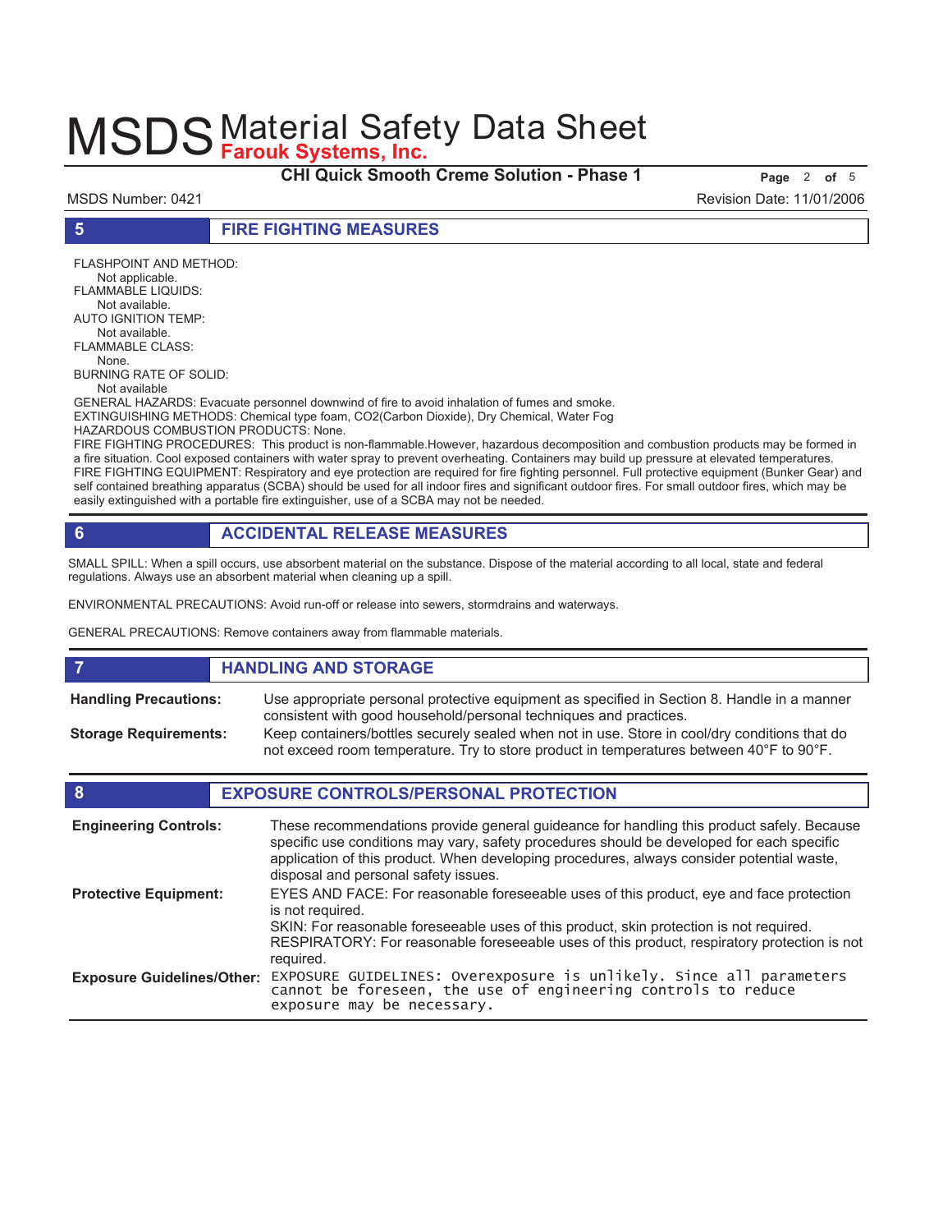## 5 FIRE FIGHTING MEASURES

FLASHPOINT AND METHOD:
Not applicable.
FLAMMABLE LIQUIDS:
Not available.
AUTO IGNITION TEMP:
Not available.
FLAMMABLE CLASS:
None.
BURNING RATE OF SOLID:
Not available
GENERAL HAZARDS: Evacuate personnel downwind of fire to avoid inhalation of fumes and smoke.
EXTINGUISHING METHODS: Chemical type foam, $CO_2$(Carbon Dioxide), Dry Chemical, Water Fog
HAZARDOUS COMBUSTION PRODUCTS: None.
FIRE FIGHTING PROCEDURES: This product is non-flammable.However, hazardous decomposition and combustion products may be formed in a fire situation. Cool exposed containers with water spray to prevent overheating. Containers may build up pressure at elevated temperatures.
FIRE FIGHTING EQUIPMENT: Respiratory and eye protection are required for fire fighting personnel. Full protective equipment (Bunker Gear) and self contained breathing apparatus (SCBA) should be used for all indoor fires and significant outdoor fires. For small outdoor fires, which may be easily extinguished with a portable fire extinguisher, use of a SCBA may not be needed.

## 6 ACCIDENTAL RELEASE MEASURES

SMALL SPILL: When a spill occurs, use absorbent material on the substance. Dispose of the material according to all local, state and federal regulations. Always use an absorbent material when cleaning up a spill.

ENVIRONMENTAL PRECAUTIONS: Avoid run-off or release into sewers, stormdrains and waterways.

GENERAL PRECAUTIONS: Remove containers away from flammable materials.

## 7 HANDLING AND STORAGE

**Handling Precautions:** Use appropriate personal protective equipment as specified in Section 8. Handle in a manner consistent with good household/personal techniques and practices.

**Storage Requirements:** Keep containers/bottles securely sealed when not in use. Store in cool/dry conditions that do not exceed room temperature. Try to store product in temperatures between 40°F to 90°F.

## 8 EXPOSURE CONTROLS/PERSONAL PROTECTION

**Engineering Controls:** These recommendations provide general guideance for handling this product safely. Because specific use conditions may vary, safety procedures should be developed for each specific application of this product. When developing procedures, always consider potential waste, disposal and personal safety issues.

**Protective Equipment:** EYES AND FACE: For reasonable foreseeable uses of this product, eye and face protection is not required.
SKIN: For reasonable foreseeable uses of this product, skin protection is not required.
RESPIRATORY: For reasonable foreseeable uses of this product, respiratory protection is not required.

**Exposure Guidelines/Other:** EXPOSURE GUIDELINES: Overexposure is unlikely. Since all parameters cannot be foreseen, the use of engineering controls to reduce exposure may be necessary.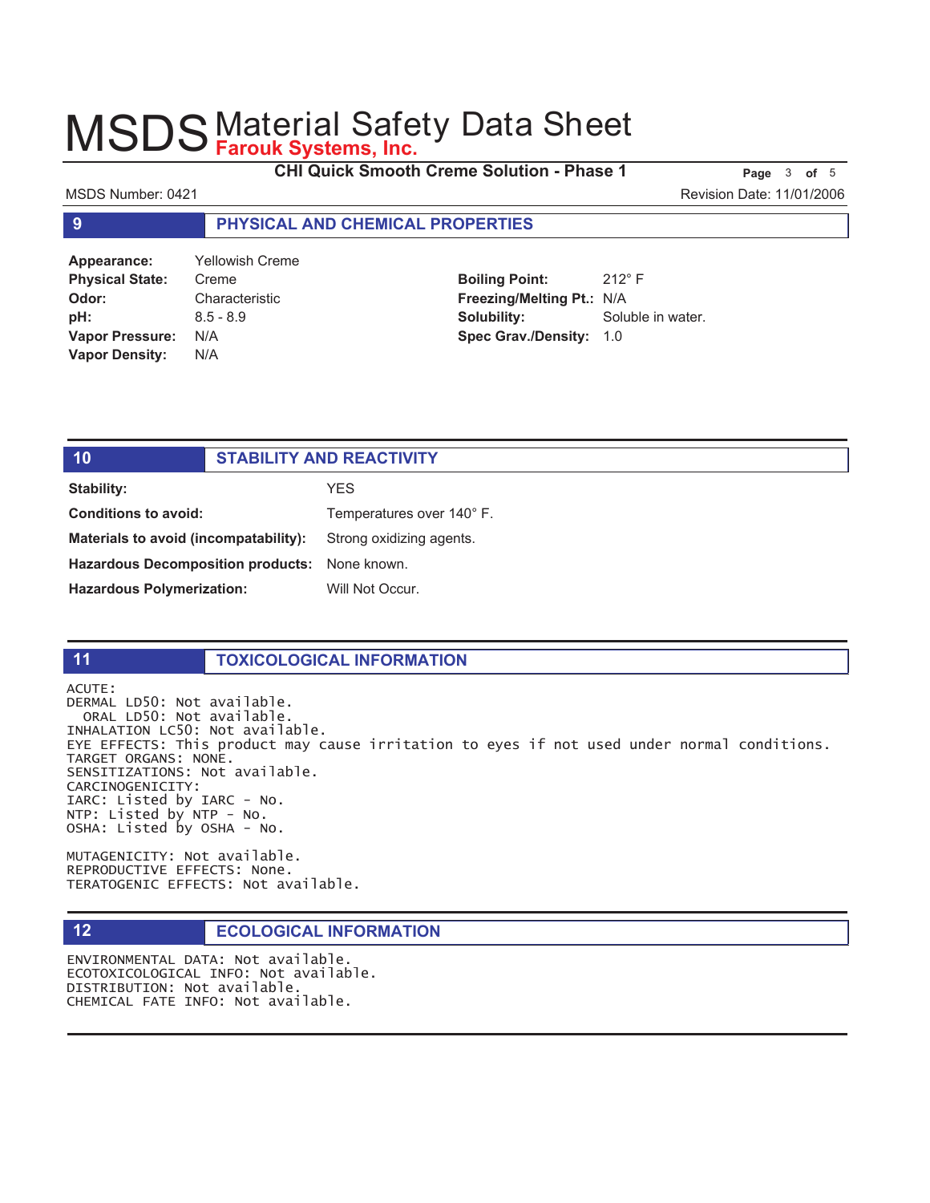## 9 PHYSICAL AND CHEMICAL PROPERTIES

**Appearance:** Yellowish Creme
**Physical State:** Creme
**Odor:** Characteristic
**pH:** 8.5 - 8.9
**Vapor Pressure:** N/A
**Vapor Density:** N/A

**Boiling Point:** 212° F
**Freezing/Melting Pt.:** N/A
**Solubility:** Soluble in water.
**Spec Grav./Density:** 1.0

## 10 STABILITY AND REACTIVITY

**Stability:** YES

**Conditions to avoid:** Temperatures over 140° F.

**Materials to avoid (incompatability):** Strong oxidizing agents.

**Hazardous Decomposition products:** None known.

**Hazardous Polymerization:** Will Not Occur.

## 11 TOXICOLOGICAL INFORMATION

ACUTE:
DERMAL LD50: Not available.
ORAL LD50: Not available.
INHALATION LC50: Not available.
EYE EFFECTS: This product may cause irritation to eyes if not used under normal conditions.
TARGET ORGANS: NONE.
SENSITIZATIONS: Not available.
CARCINOGENICITY:
IARC: Listed by IARC - No.
NTP: Listed by NTP - No.
OSHA: Listed by OSHA - No.

MUTAGENICITY: Not available.
REPRODUCTIVE EFFECTS: None.
TERATOGENIC EFFECTS: Not available.

## 12 ECOLOGICAL INFORMATION

ENVIRONMENTAL DATA: Not available.
ECOTOXICOLOGICAL INFO: Not available.
DISTRIBUTION: Not available.
CHEMICAL FATE INFO: Not available.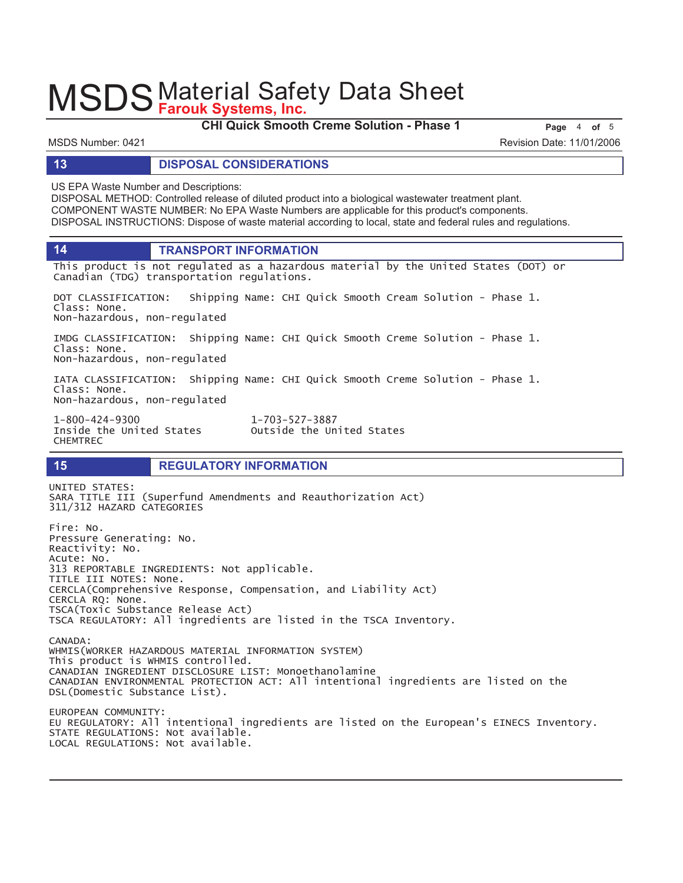## 13 DISPOSAL CONSIDERATIONS

US EPA Waste Number and Descriptions:
DISPOSAL METHOD: Controlled release of diluted product into a biological wastewater treatment plant.
COMPONENT WASTE NUMBER: No EPA Waste Numbers are applicable for this product's components.
DISPOSAL INSTRUCTIONS: Dispose of waste material according to local, state and federal rules and regulations.

## 14 TRANSPORT INFORMATION

This product is not regulated as a hazardous material by the United States (DOT) or Canadian (TDG) transportation regulations.

DOT CLASSIFICATION: Shipping Name: CHI Quick Smooth Cream Solution - Phase 1.
Class: None.
Non-hazardous, non-regulated

IMDG CLASSIFICATION: Shipping Name: CHI Quick Smooth Creme Solution - Phase 1.
Class: None.
Non-hazardous, non-regulated

IATA CLASSIFICATION: Shipping Name: CHI Quick Smooth Creme Solution - Phase 1.
Class: None.
Non-hazardous, non-regulated

1-800-424-9300
Inside the United States
CHEMTREC

1-703-527-3887
Outside the United States

## 15 REGULATORY INFORMATION

UNITED STATES:
SARA TITLE III (Superfund Amendments and Reauthorization Act)
311/312 HAZARD CATEGORIES

Fire: No.
Pressure Generating: No.
Reactivity: No.
Acute: No.
313 REPORTABLE INGREDIENTS: Not applicable.
TITLE III NOTES: None.
CERCLA(Comprehensive Response, Compensation, and Liability Act)
CERCLA RQ: None.
TSCA(Toxic Substance Release Act)
TSCA REGULATORY: All ingredients are listed in the TSCA Inventory.

CANADA:
WHMIS(WORKER HAZARDOUS MATERIAL INFORMATION SYSTEM)
This product is WHMIS controlled.
CANADIAN INGREDIENT DISCLOSURE LIST: Monoethanolamine
CANADIAN ENVIRONMENTAL PROTECTION ACT: All intentional ingredients are listed on the DSL(Domestic Substance List).

EUROPEAN COMMUNITY:
EU REGULATORY: All intentional ingredients are listed on the European's EINECS Inventory.
STATE REGULATIONS: Not available.
LOCAL REGULATIONS: Not available.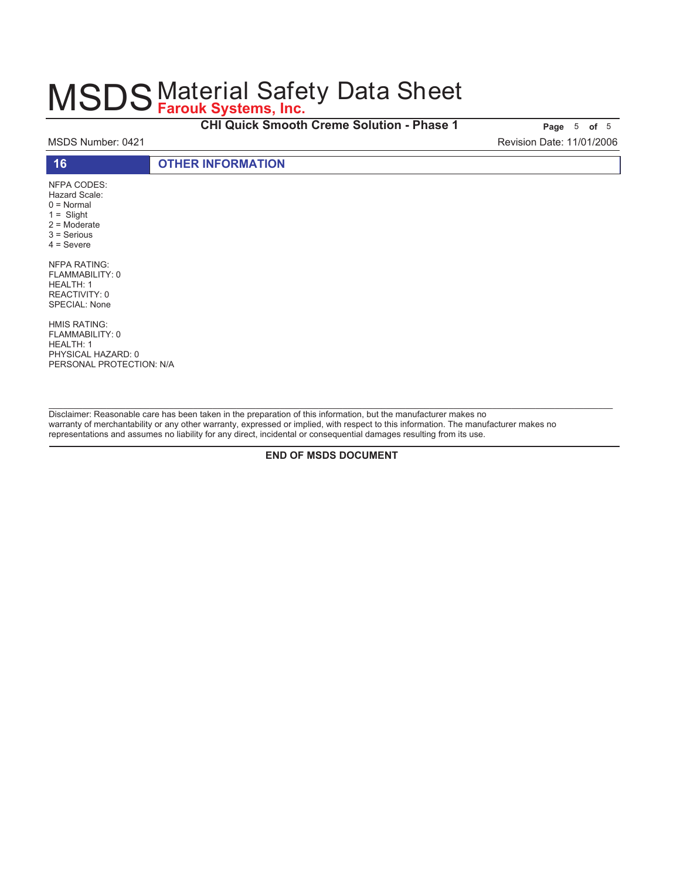## 16 OTHER INFORMATION

NFPA CODES:
Hazard Scale:
0 = Normal
1 = Slight
2 = Moderate
3 = Serious
4 = Severe

NFPA RATING:
FLAMMABILITY: 0
HEALTH: 1
REACTIVITY: 0
SPECIAL: None

HMIS RATING:
FLAMMABILITY: 0
HEALTH: 1
PHYSICAL HAZARD: 0
PERSONAL PROTECTION: N/A

Disclaimer: Reasonable care has been taken in the preparation of this information, but the manufacturer makes no warranty of merchantability or any other warranty, expressed or implied, with respect to this information. The manufacturer makes no representations and assumes no liability for any direct, incidental or consequential damages resulting from its use.

**END OF MSDS DOCUMENT**